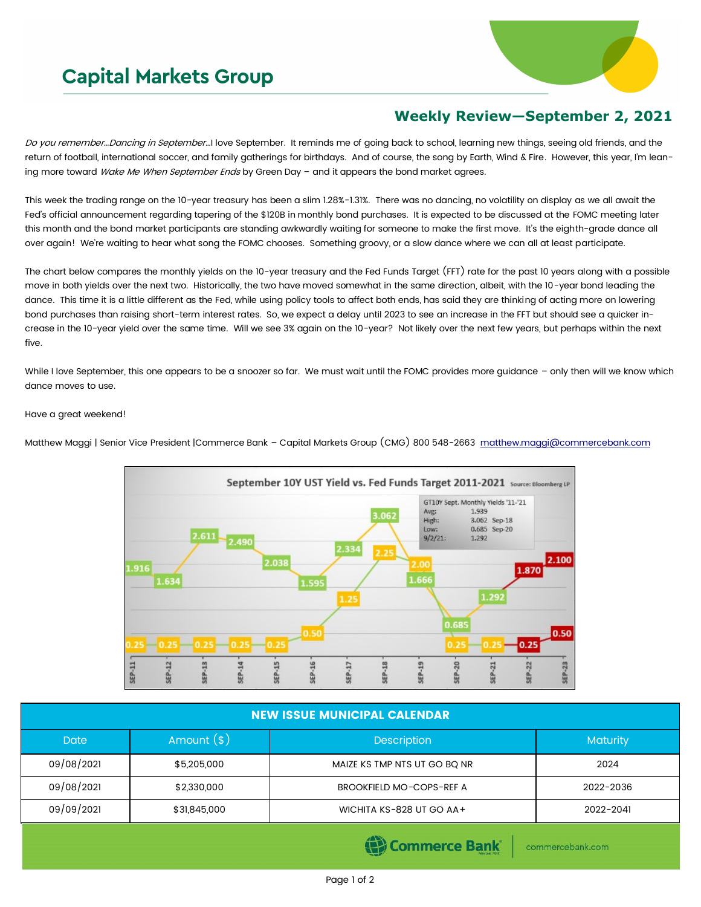# Capital Markets Group

## Weekly Review—September 2, 2021

*Do you remember…Dancing in September…*I love September. It reminds me of going back to school, learning new things, seeing old friends, and the return of football, international soccer, and family gatherings for birthdays. And of course, the song by Earth, Wind & Fire. However, this year, I'm leaning more toward *Wake Me When September Ends* by Green Day – and it appears the bond market agrees.

This week the trading range on the 10-year treasury has been a slim 1.28%-1.31%. There was no dancing, no volatility on display as we all await the Fed's official announcement regarding tapering of the $120B in monthly bond purchases. It is expected to be discussed at the FOMC meeting later this month and the bond market participants are standing awkwardly waiting for someone to make the first move. It's the eighth-grade dance all over again! We're waiting to hear what song the FOMC chooses. Something groovy, or a slow dance where we can all at least participate.

The chart below compares the monthly yields on the 10-year treasury and the Fed Funds Target (FFT) rate for the past 10 years along with a possible move in both yields over the next two. Historically, the two have moved somewhat in the same direction, albeit, with the 10-year bond leading the dance. This time it is a little different as the Fed, while using policy tools to affect both ends, has said they are thinking of acting more on lowering bond purchases than raising short-term interest rates. So, we expect a delay until 2023 to see an increase in the FFT but should see a quicker increase in the 10-year yield over the same time. Will we see 3% again on the 10-year? Not likely over the next few years, but perhaps within the next five.

While I love September, this one appears to be a snoozer so far. We must wait until the FOMC provides more guidance – only then will we know which dance moves to use.

Have a great weekend!

Matthew Maggi | Senior Vice President |Commerce Bank – Capital Markets Group (CMG) 800 548-2663 matthew.maggi@commercebank.com

**September 10Y UST Yield vs. Fed Funds Target 2011-2021** Source: Bloomberg LP

GT10Y Sept. Monthly Yields '11-'21
Avg: 1.939
High: 3.062 Sep-18
Low: 0.685 Sep-20
9/2/21: 1.292

| | SEP-11 | SEP-12 | SEP-13 | SEP-14 | SEP-15 | SEP-16 | SEP-17 | SEP-18 | SEP-19 | SEP-20 | SEP-21 | SEP-22 | SEP-23 |
|---|---|---|---|---|---|---|---|---|---|---|---|---|---|
| 10Y UST Yield | 1.916 | 1.634 | 2.611 | 2.490 | 2.038 | 1.595 | 2.334 | 3.062 | 1.666 | 0.685 | 1.292 | 1.870 | 2.100 |
| Fed Funds Target | 0.25 | 0.25 | 0.25 | 0.25 | 0.25 | 0.50 | 1.25 | 2.25 | 2.00 | 0.25 | 0.25 | 0.25 | 0.50 |

| NEW ISSUE MUNICIPAL CALENDAR | | | |
|---|---|---|---|
| Date | Amount ($) | Description | Maturity |
| 09/08/2021 | $5,205,000 | MAIZE KS TMP NTS UT GO BQ NR | 2024 |
| 09/08/2021 | $2,330,000 | BROOKFIELD MO-COPS-REF A | 2022-2036 |
| 09/09/2021 | $31,845,000 | WICHITA KS-828 UT GO AA+ | 2022-2041 |

Commerce Bank | commercebank.com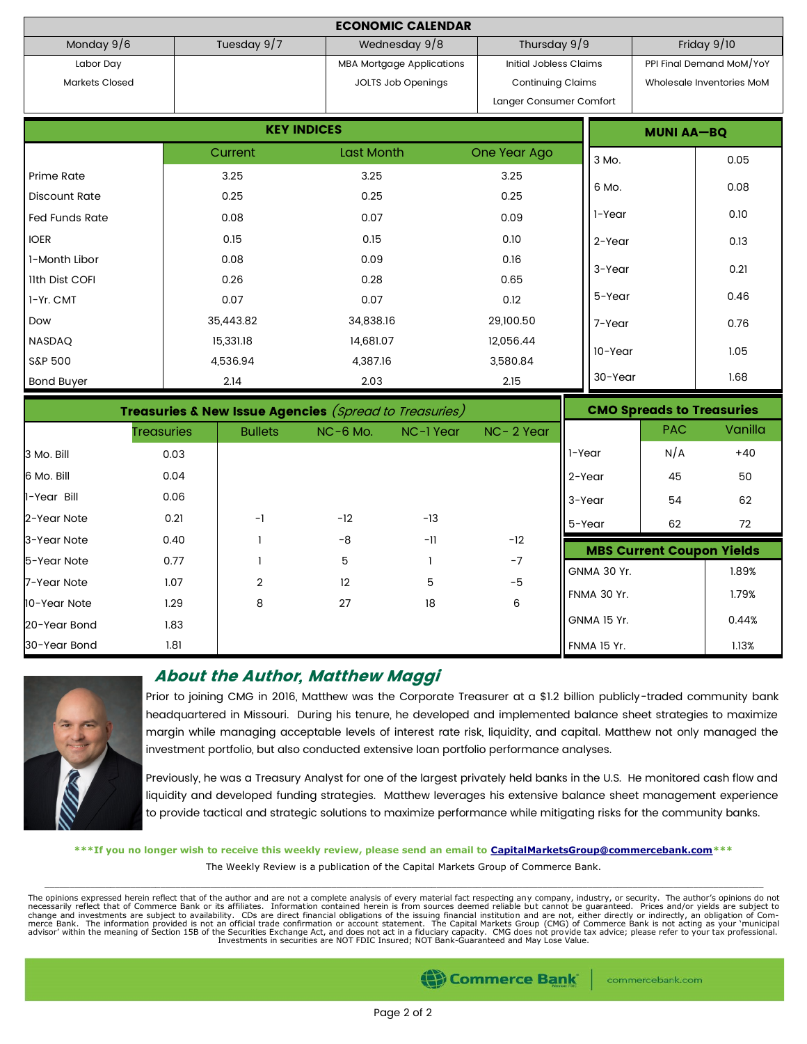## ECONOMIC CALENDAR

| Monday 9/6 | Tuesday 9/7 | Wednesday 9/8 | Thursday 9/9 | Friday 9/10 |
| --- | --- | --- | --- | --- |
| Labor Day | | MBA Mortgage Applications | Initial Jobless Claims | PPI Final Demand MoM/YoY |
| Markets Closed | | JOLTS Job Openings | Continuing Claims | Wholesale Inventories MoM |
| | | | Langer Consumer Comfort | |

## KEY INDICES

| | Current | Last Month | One Year Ago |
| --- | --- | --- | --- |
| Prime Rate | 3.25 | 3.25 | 3.25 |
| Discount Rate | 0.25 | 0.25 | 0.25 |
| Fed Funds Rate | 0.08 | 0.07 | 0.09 |
| IOER | 0.15 | 0.15 | 0.10 |
| 1-Month Libor | 0.08 | 0.09 | 0.16 |
| 11th Dist COFI | 0.26 | 0.28 | 0.65 |
| 1-Yr. CMT | 0.07 | 0.07 | 0.12 |
| Dow | 35,443.82 | 34,838.16 | 29,100.50 |
| NASDAQ | 15,331.18 | 14,681.07 | 12,056.44 |
| S&P 500 | 4,536.94 | 4,387.16 | 3,580.84 |
| Bond Buyer | 2.14 | 2.03 | 2.15 |

## MUNI AA—BQ

| | |
| --- | --- |
| 3 Mo. | 0.05 |
| 6 Mo. | 0.08 |
| 1-Year | 0.10 |
| 2-Year | 0.13 |
| 3-Year | 0.21 |
| 5-Year | 0.46 |
| 7-Year | 0.76 |
| 10-Year | 1.05 |
| 30-Year | 1.68 |

## Treasuries & New Issue Agencies *(Spread to Treasuries)*

| | Treasuries | Bullets | NC-6 Mo. | NC-1 Year | NC- 2 Year |
| --- | --- | --- | --- | --- | --- |
| 3 Mo. Bill | 0.03 | | | | |
| 6 Mo. Bill | 0.04 | | | | |
| 1-Year Bill | 0.06 | | | | |
| 2-Year Note | 0.21 | -1 | -12 | -13 | |
| 3-Year Note | 0.40 | 1 | -8 | -11 | -12 |
| 5-Year Note | 0.77 | 1 | 5 | 1 | -7 |
| 7-Year Note | 1.07 | 2 | 12 | 5 | -5 |
| 10-Year Note | 1.29 | 8 | 27 | 18 | 6 |
| 20-Year Bond | 1.83 | | | | |
| 30-Year Bond | 1.81 | | | | |

## CMO Spreads to Treasuries

| | PAC | Vanilla |
| --- | --- | --- |
| 1-Year | N/A | +40 |
| 2-Year | 45 | 50 |
| 3-Year | 54 | 62 |
| 5-Year | 62 | 72 |

## MBS Current Coupon Yields

| | |
| --- | --- |
| GNMA 30 Yr. | 1.89% |
| FNMA 30 Yr. | 1.79% |
| GNMA 15 Yr. | 0.44% |
| FNMA 15 Yr. | 1.13% |

## *About the Author, Matthew Maggi*

Prior to joining CMG in 2016, Matthew was the Corporate Treasurer at a $1.2 billion publicly-traded community bank headquartered in Missouri. During his tenure, he developed and implemented balance sheet strategies to maximize margin while managing acceptable levels of interest rate risk, liquidity, and capital. Matthew not only managed the investment portfolio, but also conducted extensive loan portfolio performance analyses.

Previously, he was a Treasury Analyst for one of the largest privately held banks in the U.S. He monitored cash flow and liquidity and developed funding strategies. Matthew leverages his extensive balance sheet management experience to provide tactical and strategic solutions to maximize performance while mitigating risks for the community banks.

**\*\*\*If you no longer wish to receive this weekly review, please send an email to CapitalMarketsGroup@commercebank.com\*\*\***

The Weekly Review is a publication of the Capital Markets Group of Commerce Bank.

The opinions expressed herein reflect that of the author and are not a complete analysis of every material fact respecting any company, industry, or security. The author's opinions do not necessarily reflect that of Commerce Bank or its affiliates. Information contained herein is from sources deemed reliable but cannot be guaranteed. Prices and/or yields are subject to change and investments are subject to availability. CDs are direct financial obligations of the issuing financial institution and are not, either directly or indirectly, an obligation of Commerce Bank. The information provided is not an official trade confirmation or account statement. The Capital Markets Group (CMG) of Commerce Bank is not acting as your 'municipal advisor' within the meaning of Section 15B of the Securities Exchange Act, and does not act in a fiduciary capacity. CMG does not provide tax advice; please refer to your tax professional. Investments in securities are NOT FDIC Insured; NOT Bank-Guaranteed and May Lose Value.

Commerce Bank | commercebank.com